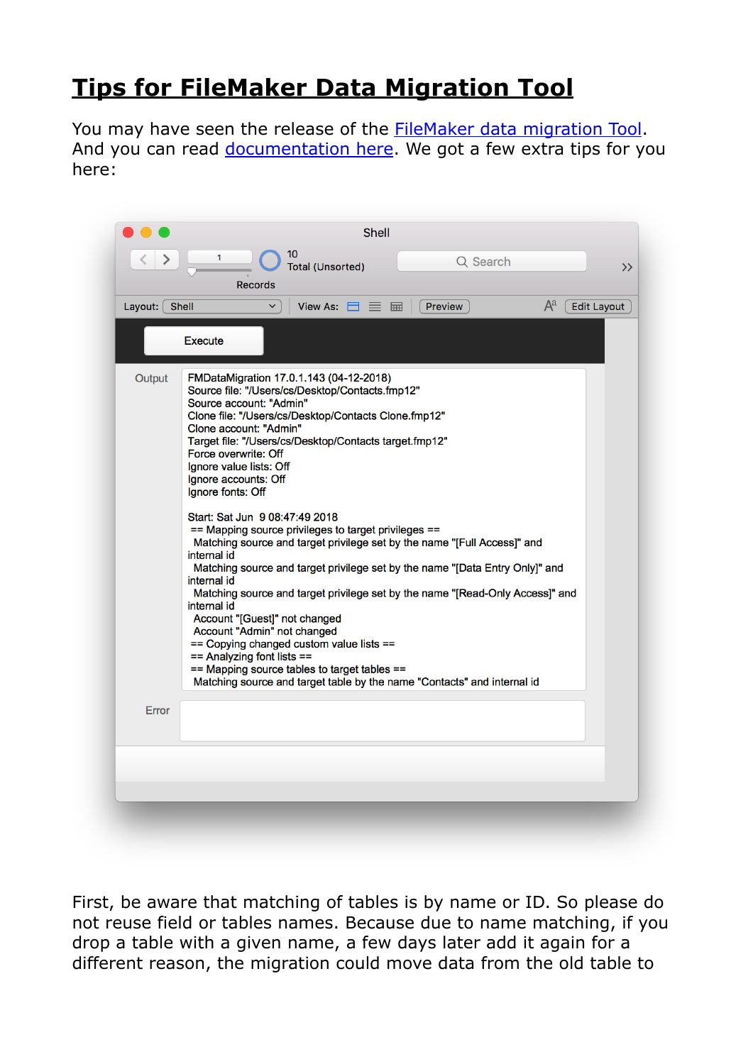# Tips for FileMaker Data Migration Tool

You may have seen the release of the [FileMaker data migration Tool](). And you can read [documentation here](). We got a few extra tips for you here:

```
FMDataMigration 17.0.1.143 (04-12-2018)
Source file: "/Users/cs/Desktop/Contacts.fmp12"
Source account: "Admin"
Clone file: "/Users/cs/Desktop/Contacts Clone.fmp12"
Clone account: "Admin"
Target file: "/Users/cs/Desktop/Contacts target.fmp12"
Force overwrite: Off
Ignore value lists: Off
Ignore accounts: Off
Ignore fonts: Off

Start: Sat Jun  9 08:47:49 2018
 == Mapping source privileges to target privileges ==
  Matching source and target privilege set by the name "[Full Access]" and internal id
  Matching source and target privilege set by the name "[Data Entry Only]" and internal id
  Matching source and target privilege set by the name "[Read-Only Access]" and internal id
  Account "[Guest]" not changed
  Account "Admin" not changed
 == Copying changed custom value lists ==
 == Analyzing font lists ==
 == Mapping source tables to target tables ==
  Matching source and target table by the name "Contacts" and internal id
```

First, be aware that matching of tables is by name or ID. So please do not reuse field or tables names. Because due to name matching, if you drop a table with a given name, a few days later add it again for a different reason, the migration could move data from the old table to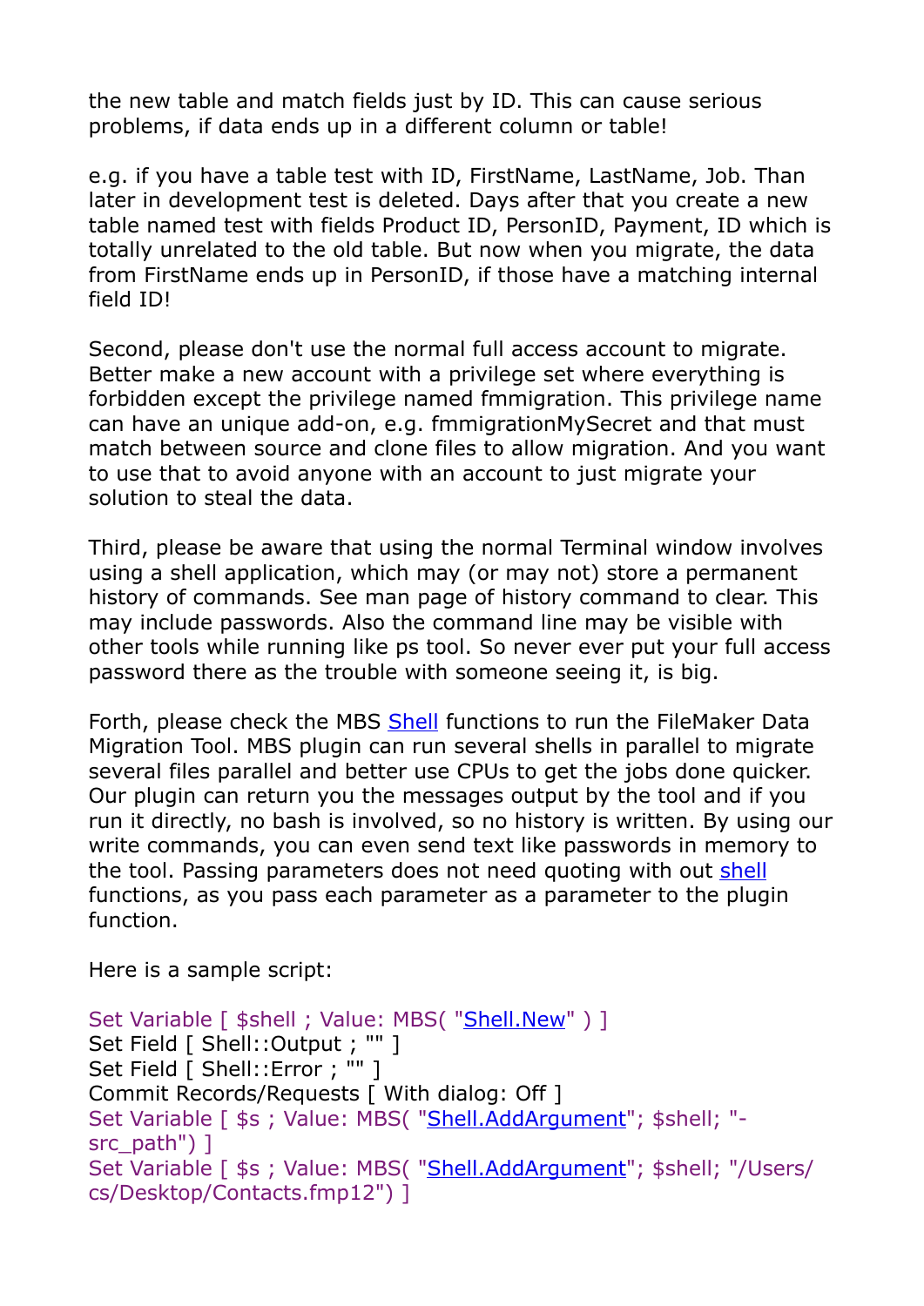the new table and match fields just by ID. This can cause serious problems, if data ends up in a different column or table!

e.g. if you have a table test with ID, FirstName, LastName, Job. Than later in development test is deleted. Days after that you create a new table named test with fields Product ID, PersonID, Payment, ID which is totally unrelated to the old table. But now when you migrate, the data from FirstName ends up in PersonID, if those have a matching internal field ID!

Second, please don't use the normal full access account to migrate. Better make a new account with a privilege set where everything is forbidden except the privilege named fmmigration. This privilege name can have an unique add-on, e.g. fmmigrationMySecret and that must match between source and clone files to allow migration. And you want to use that to avoid anyone with an account to just migrate your solution to steal the data.

Third, please be aware that using the normal Terminal window involves using a shell application, which may (or may not) store a permanent history of commands. See man page of history command to clear. This may include passwords. Also the command line may be visible with other tools while running like ps tool. So never ever put your full access password there as the trouble with someone seeing it, is big.

Forth, please check the MBS Shell functions to run the FileMaker Data Migration Tool. MBS plugin can run several shells in parallel to migrate several files parallel and better use CPUs to get the jobs done quicker. Our plugin can return you the messages output by the tool and if you run it directly, no bash is involved, so no history is written. By using our write commands, you can even send text like passwords in memory to the tool. Passing parameters does not need quoting with out shell functions, as you pass each parameter as a parameter to the plugin function.

Here is a sample script:

```
Set Variable [ $shell ; Value: MBS( "Shell.New" ) ]
Set Field [ Shell::Output ; "" ]
Set Field [ Shell::Error ; "" ]
Commit Records/Requests [ With dialog: Off ]
Set Variable [ $s ; Value: MBS( "Shell.AddArgument"; $shell; "-src_path") ]
Set Variable [ $s ; Value: MBS( "Shell.AddArgument"; $shell; "/Users/cs/Desktop/Contacts.fmp12") ]
```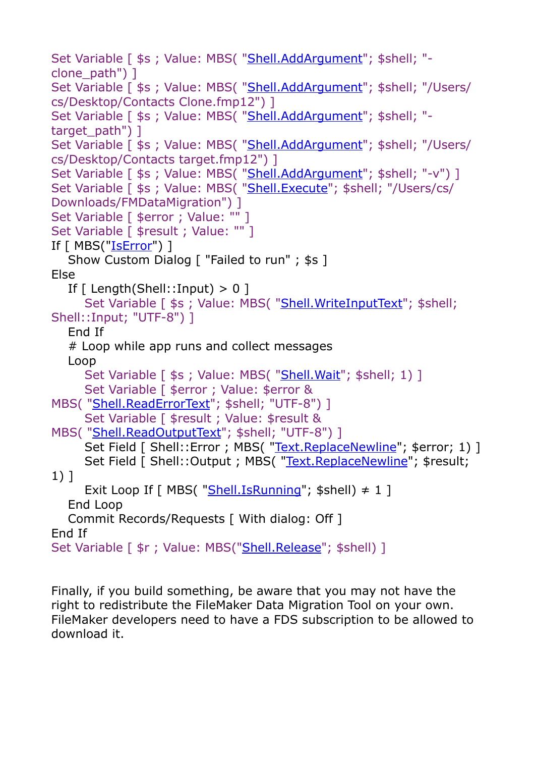```
Set Variable [ $s ; Value: MBS( "Shell.AddArgument"; $shell; "-clone_path") ]
Set Variable [ $s ; Value: MBS( "Shell.AddArgument"; $shell; "/Users/cs/Desktop/Contacts Clone.fmp12") ]
Set Variable [ $s ; Value: MBS( "Shell.AddArgument"; $shell; "-target_path") ]
Set Variable [ $s ; Value: MBS( "Shell.AddArgument"; $shell; "/Users/cs/Desktop/Contacts target.fmp12") ]
Set Variable [ $s ; Value: MBS( "Shell.AddArgument"; $shell; "-v") ]
Set Variable [ $s ; Value: MBS( "Shell.Execute"; $shell; "/Users/cs/Downloads/FMDataMigration") ]
Set Variable [ $error ; Value: "" ]
Set Variable [ $result ; Value: "" ]
If [ MBS("IsError") ]
   Show Custom Dialog [ "Failed to run" ; $s ]
Else
   If [ Length(Shell::Input) > 0 ]
      Set Variable [ $s ; Value: MBS( "Shell.WriteInputText"; $shell; Shell::Input; "UTF-8") ]
   End If
   # Loop while app runs and collect messages
   Loop
      Set Variable [ $s ; Value: MBS( "Shell.Wait"; $shell; 1) ]
      Set Variable [ $error ; Value: $error & MBS( "Shell.ReadErrorText"; $shell; "UTF-8") ]
      Set Variable [ $result ; Value: $result & MBS( "Shell.ReadOutputText"; $shell; "UTF-8") ]
      Set Field [ Shell::Error ; MBS( "Text.ReplaceNewline"; $error; 1) ]
      Set Field [ Shell::Output ; MBS( "Text.ReplaceNewline"; $result; 1) ]
      Exit Loop If [ MBS( "Shell.IsRunning"; $shell) ≠ 1 ]
   End Loop
   Commit Records/Requests [ With dialog: Off ]
End If
Set Variable [ $r ; Value: MBS("Shell.Release"; $shell) ]
```

Finally, if you build something, be aware that you may not have the right to redistribute the FileMaker Data Migration Tool on your own. FileMaker developers need to have a FDS subscription to be allowed to download it.